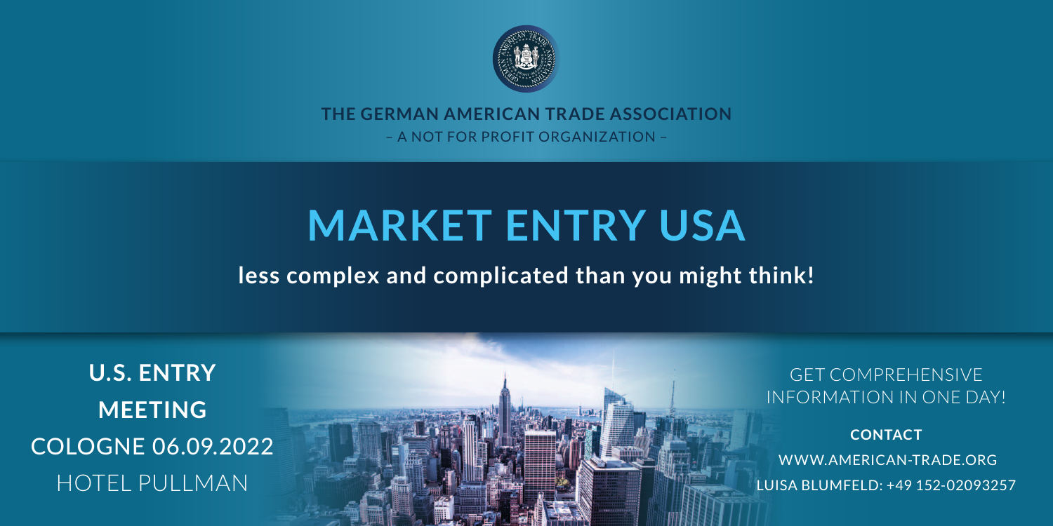THE GERMAN AMERICAN TRADE ASSOCIATION

– A NOT FOR PROFIT ORGANIZATION –

# MARKET ENTRY USA

**less complex and complicated than you might think!**

**U.S. ENTRY MEETING**

COLOGNE 06.09.2022

HOTEL PULLMAN

GET COMPREHENSIVE INFORMATION IN ONE DAY!

**CONTACT**

WWW.AMERICAN-TRADE.ORG

LUISA BLUMFELD: +49 152-02093257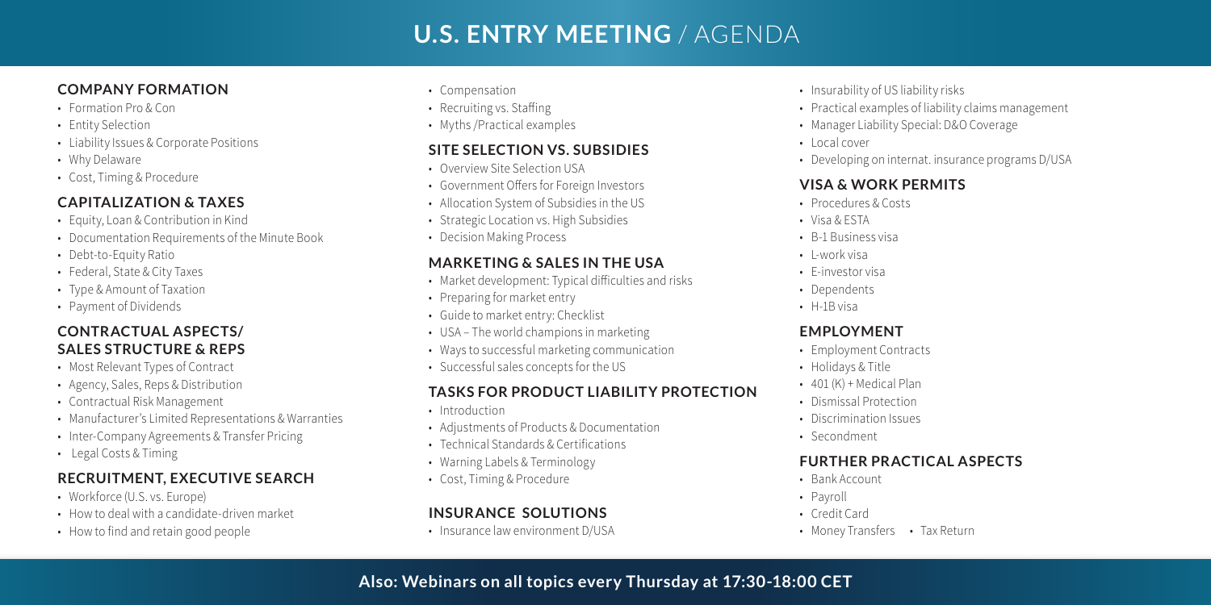# U.S. ENTRY MEETING / AGENDA

## COMPANY FORMATION

- Formation Pro & Con
- Entity Selection
- Liability Issues & Corporate Positions
- Why Delaware
- Cost, Timing & Procedure

## CAPITALIZATION & TAXES

- Equity, Loan & Contribution in Kind
- Documentation Requirements of the Minute Book
- Debt-to-Equity Ratio
- Federal, State & City Taxes
- Type & Amount of Taxation
- Payment of Dividends

## CONTRACTUAL ASPECTS/ SALES STRUCTURE & REPS

- Most Relevant Types of Contract
- Agency, Sales, Reps & Distribution
- Contractual Risk Management
- Manufacturer's Limited Representations & Warranties
- Inter-Company Agreements & Transfer Pricing
- Legal Costs & Timing

## RECRUITMENT, EXECUTIVE SEARCH

- Workforce (U.S. vs. Europe)
- How to deal with a candidate-driven market
- How to find and retain good people
- Compensation
- Recruiting vs. Staffing
- Myths /Practical examples

## SITE SELECTION VS. SUBSIDIES

- Overview Site Selection USA
- Government Offers for Foreign Investors
- Allocation System of Subsidies in the US
- Strategic Location vs. High Subsidies
- Decision Making Process

## MARKETING & SALES IN THE USA

- Market development: Typical difficulties and risks
- Preparing for market entry
- Guide to market entry: Checklist
- USA – The world champions in marketing
- Ways to successful marketing communication
- Successful sales concepts for the US

## TASKS FOR PRODUCT LIABILITY PROTECTION

- Introduction
- Adjustments of Products & Documentation
- Technical Standards & Certifications
- Warning Labels & Terminology
- Cost, Timing & Procedure

## INSURANCE SOLUTIONS

- Insurance law environment D/USA
- Insurability of US liability risks
- Practical examples of liability claims management
- Manager Liability Special: D&O Coverage
- Local cover
- Developing on internat. insurance programs D/USA

## VISA & WORK PERMITS

- Procedures & Costs
- Visa & ESTA
- B-1 Business visa
- L-work visa
- E-investor visa
- Dependents
- H-1B visa

## EMPLOYMENT

- Employment Contracts
- Holidays & Title
- 401 (K) + Medical Plan
- Dismissal Protection
- Discrimination Issues
- Secondment

## FURTHER PRACTICAL ASPECTS

- Bank Account
- Payroll
- Credit Card
- Money Transfers
- Tax Return

**Also: Webinars on all topics every Thursday at 17:30-18:00 CET**